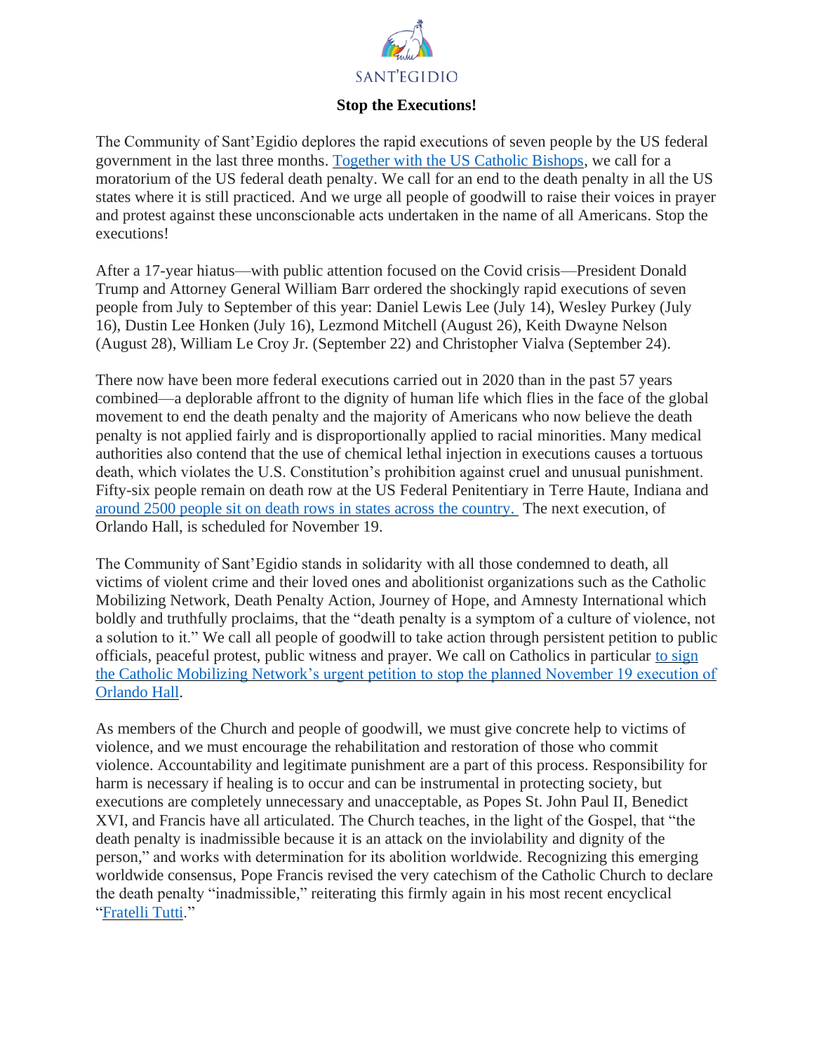SANT'EGIDIO

# Stop the Executions!

The Community of Sant'Egidio deplores the rapid executions of seven people by the US federal government in the last three months. Together with the US Catholic Bishops, we call for a moratorium of the US federal death penalty. We call for an end to the death penalty in all the US states where it is still practiced. And we urge all people of goodwill to raise their voices in prayer and protest against these unconscionable acts undertaken in the name of all Americans. Stop the executions!

After a 17-year hiatus—with public attention focused on the Covid crisis—President Donald Trump and Attorney General William Barr ordered the shockingly rapid executions of seven people from July to September of this year: Daniel Lewis Lee (July 14), Wesley Purkey (July 16), Dustin Lee Honken (July 16), Lezmond Mitchell (August 26), Keith Dwayne Nelson (August 28), William Le Croy Jr. (September 22) and Christopher Vialva (September 24).

There now have been more federal executions carried out in 2020 than in the past 57 years combined—a deplorable affront to the dignity of human life which flies in the face of the global movement to end the death penalty and the majority of Americans who now believe the death penalty is not applied fairly and is disproportionally applied to racial minorities. Many medical authorities also contend that the use of chemical lethal injection in executions causes a tortuous death, which violates the U.S. Constitution's prohibition against cruel and unusual punishment. Fifty-six people remain on death row at the US Federal Penitentiary in Terre Haute, Indiana and around 2500 people sit on death rows in states across the country. The next execution, of Orlando Hall, is scheduled for November 19.

The Community of Sant'Egidio stands in solidarity with all those condemned to death, all victims of violent crime and their loved ones and abolitionist organizations such as the Catholic Mobilizing Network, Death Penalty Action, Journey of Hope, and Amnesty International which boldly and truthfully proclaims, that the "death penalty is a symptom of a culture of violence, not a solution to it." We call all people of goodwill to take action through persistent petition to public officials, peaceful protest, public witness and prayer. We call on Catholics in particular to sign the Catholic Mobilizing Network's urgent petition to stop the planned November 19 execution of Orlando Hall.

As members of the Church and people of goodwill, we must give concrete help to victims of violence, and we must encourage the rehabilitation and restoration of those who commit violence. Accountability and legitimate punishment are a part of this process. Responsibility for harm is necessary if healing is to occur and can be instrumental in protecting society, but executions are completely unnecessary and unacceptable, as Popes St. John Paul II, Benedict XVI, and Francis have all articulated. The Church teaches, in the light of the Gospel, that "the death penalty is inadmissible because it is an attack on the inviolability and dignity of the person," and works with determination for its abolition worldwide. Recognizing this emerging worldwide consensus, Pope Francis revised the very catechism of the Catholic Church to declare the death penalty "inadmissible," reiterating this firmly again in his most recent encyclical "Fratelli Tutti."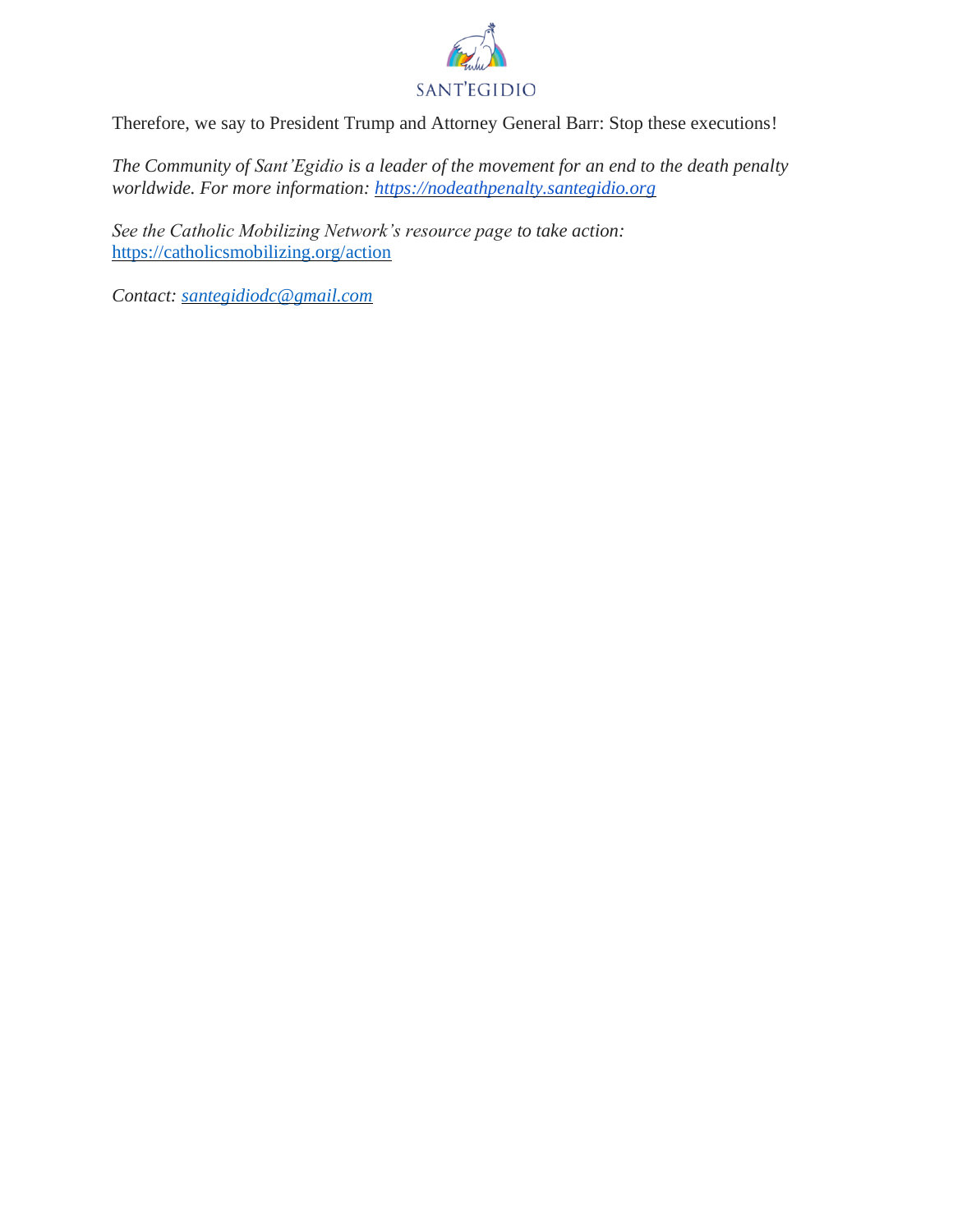Therefore, we say to President Trump and Attorney General Barr: Stop these executions!

*The Community of Sant'Egidio is a leader of the movement for an end to the death penalty worldwide. For more information: [https://nodeathpenalty.santegidio.org](https://nodeathpenalty.santegidio.org)*

*See the Catholic Mobilizing Network's resource page to take action:* [https://catholicsmobilizing.org/action](https://catholicsmobilizing.org/action)

*Contact: [santegidiodc@gmail.com](mailto:santegidiodc@gmail.com)*